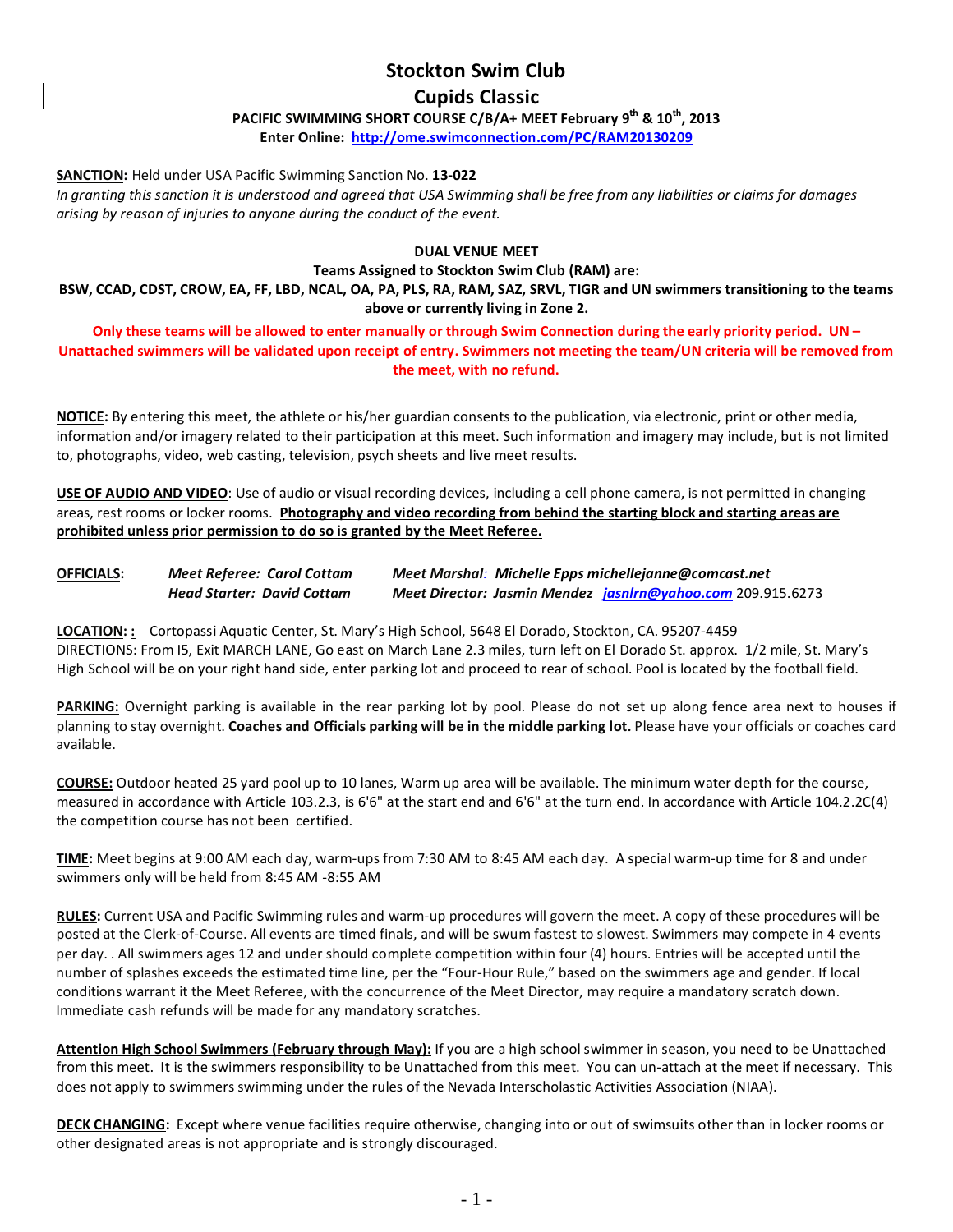# Stockton Swim Club

## Cupids Classic

**PACIFIC SWIMMING SHORT COURSE C/B/A+ MEET February 9th & 10th, 2013**

**Enter Online: http://ome.swimconnection.com/PC/RAM20130209**

**SANCTION:** Held under USA Pacific Swimming Sanction No. **13-022**

*In granting this sanction it is understood and agreed that USA Swimming shall be free from any liabilities or claims for damages arising by reason of injuries to anyone during the conduct of the event.*

**DUAL VENUE MEET**

**Teams Assigned to Stockton Swim Club (RAM) are:**

**BSW, CCAD, CDST, CROW, EA, FF, LBD, NCAL, OA, PA, PLS, RA, RAM, SAZ, SRVL, TIGR and UN swimmers transitioning to the teams above or currently living in Zone 2.**

**Only these teams will be allowed to enter manually or through Swim Connection during the early priority period. UN – Unattached swimmers will be validated upon receipt of entry. Swimmers not meeting the team/UN criteria will be removed from the meet, with no refund.**

**NOTICE:** By entering this meet, the athlete or his/her guardian consents to the publication, via electronic, print or other media, information and/or imagery related to their participation at this meet. Such information and imagery may include, but is not limited to, photographs, video, web casting, television, psych sheets and live meet results.

**USE OF AUDIO AND VIDEO**: Use of audio or visual recording devices, including a cell phone camera, is not permitted in changing areas, rest rooms or locker rooms. **Photography and video recording from behind the starting block and starting areas are prohibited unless prior permission to do so is granted by the Meet Referee.**

| **OFFICIALS:** | ***Meet Referee:* *Carol Cottam*** | ***Meet Marshal:* *Michelle Epps michellejanne@comcast.net*** |
|---|---|---|
| | ***Head Starter:* *David Cottam*** | ***Meet Director:* *Jasmin Mendez*** jasnlrn@yahoo.com 209.915.6273 |

**LOCATION: :** Cortopassi Aquatic Center, St. Mary's High School, 5648 El Dorado, Stockton, CA. 95207-4459

DIRECTIONS: From I5, Exit MARCH LANE, Go east on March Lane 2.3 miles, turn left on El Dorado St. approx. 1/2 mile, St. Mary's High School will be on your right hand side, enter parking lot and proceed to rear of school. Pool is located by the football field.

**PARKING:** Overnight parking is available in the rear parking lot by pool. Please do not set up along fence area next to houses if planning to stay overnight. **Coaches and Officials parking will be in the middle parking lot.** Please have your officials or coaches card available.

**COURSE:** Outdoor heated 25 yard pool up to 10 lanes, Warm up area will be available. The minimum water depth for the course, measured in accordance with Article 103.2.3, is 6'6" at the start end and 6'6" at the turn end. In accordance with Article 104.2.2C(4) the competition course has not been certified.

**TIME:** Meet begins at 9:00 AM each day, warm-ups from 7:30 AM to 8:45 AM each day. A special warm-up time for 8 and under swimmers only will be held from 8:45 AM -8:55 AM

**RULES:** Current USA and Pacific Swimming rules and warm-up procedures will govern the meet. A copy of these procedures will be posted at the Clerk-of-Course. All events are timed finals, and will be swum fastest to slowest. Swimmers may compete in 4 events per day. . All swimmers ages 12 and under should complete competition within four (4) hours. Entries will be accepted until the number of splashes exceeds the estimated time line, per the "Four-Hour Rule," based on the swimmers age and gender. If local conditions warrant it the Meet Referee, with the concurrence of the Meet Director, may require a mandatory scratch down. Immediate cash refunds will be made for any mandatory scratches.

**Attention High School Swimmers (February through May):** If you are a high school swimmer in season, you need to be Unattached from this meet. It is the swimmers responsibility to be Unattached from this meet. You can un-attach at the meet if necessary. This does not apply to swimmers swimming under the rules of the Nevada Interscholastic Activities Association (NIAA).

**DECK CHANGING:** Except where venue facilities require otherwise, changing into or out of swimsuits other than in locker rooms or other designated areas is not appropriate and is strongly discouraged.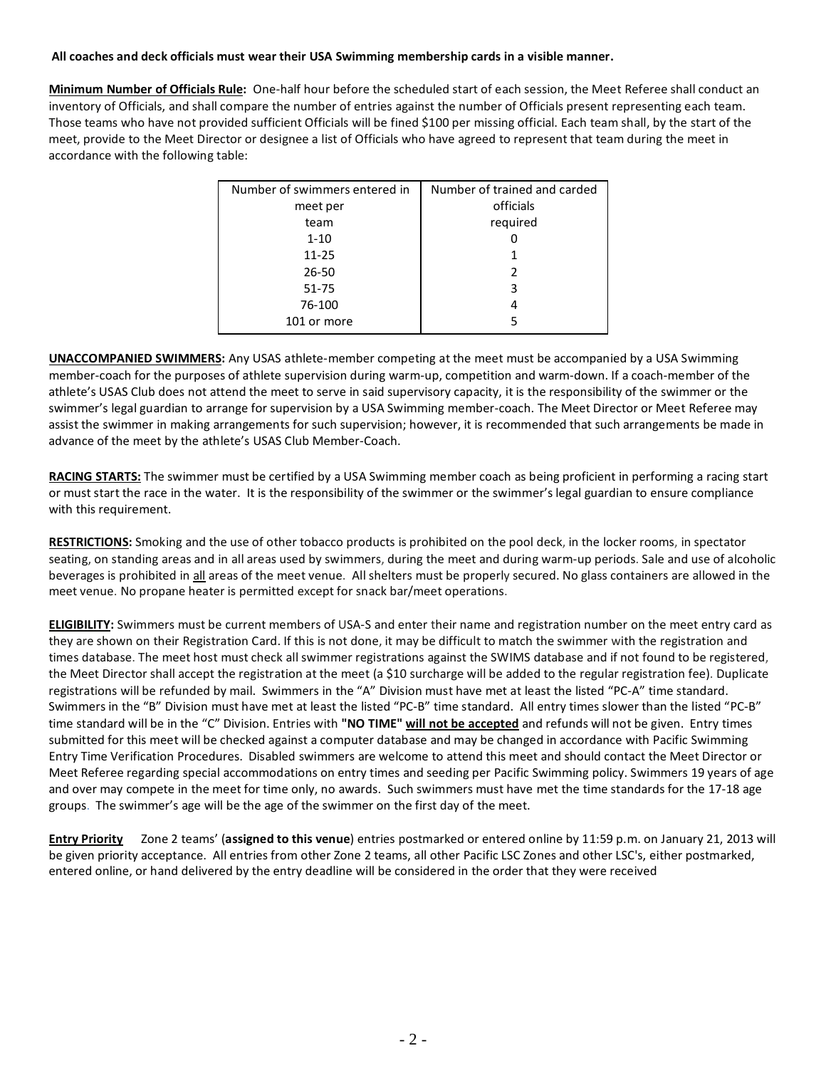**All coaches and deck officials must wear their USA Swimming membership cards in a visible manner.**

**Minimum Number of Officials Rule:** One-half hour before the scheduled start of each session, the Meet Referee shall conduct an inventory of Officials, and shall compare the number of entries against the number of Officials present representing each team. Those teams who have not provided sufficient Officials will be fined $100 per missing official. Each team shall, by the start of the meet, provide to the Meet Director or designee a list of Officials who have agreed to represent that team during the meet in accordance with the following table:

| Number of swimmers entered in meet per team | Number of trained and carded officials required |
|---|---|
| 1-10 | 0 |
| 11-25 | 1 |
| 26-50 | 2 |
| 51-75 | 3 |
| 76-100 | 4 |
| 101 or more | 5 |

**UNACCOMPANIED SWIMMERS:** Any USAS athlete-member competing at the meet must be accompanied by a USA Swimming member-coach for the purposes of athlete supervision during warm-up, competition and warm-down. If a coach-member of the athlete's USAS Club does not attend the meet to serve in said supervisory capacity, it is the responsibility of the swimmer or the swimmer's legal guardian to arrange for supervision by a USA Swimming member-coach. The Meet Director or Meet Referee may assist the swimmer in making arrangements for such supervision; however, it is recommended that such arrangements be made in advance of the meet by the athlete's USAS Club Member-Coach.

**RACING STARTS:** The swimmer must be certified by a USA Swimming member coach as being proficient in performing a racing start or must start the race in the water. It is the responsibility of the swimmer or the swimmer's legal guardian to ensure compliance with this requirement.

**RESTRICTIONS:** Smoking and the use of other tobacco products is prohibited on the pool deck, in the locker rooms, in spectator seating, on standing areas and in all areas used by swimmers, during the meet and during warm-up periods. Sale and use of alcoholic beverages is prohibited in all areas of the meet venue. All shelters must be properly secured. No glass containers are allowed in the meet venue. No propane heater is permitted except for snack bar/meet operations.

**ELIGIBILITY:** Swimmers must be current members of USA-S and enter their name and registration number on the meet entry card as they are shown on their Registration Card. If this is not done, it may be difficult to match the swimmer with the registration and times database. The meet host must check all swimmer registrations against the SWIMS database and if not found to be registered, the Meet Director shall accept the registration at the meet (a $10 surcharge will be added to the regular registration fee). Duplicate registrations will be refunded by mail. Swimmers in the "A" Division must have met at least the listed "PC-A" time standard. Swimmers in the "B" Division must have met at least the listed "PC-B" time standard. All entry times slower than the listed "PC-B" time standard will be in the "C" Division. Entries with **"NO TIME"** **will not be accepted** and refunds will not be given. Entry times submitted for this meet will be checked against a computer database and may be changed in accordance with Pacific Swimming Entry Time Verification Procedures. Disabled swimmers are welcome to attend this meet and should contact the Meet Director or Meet Referee regarding special accommodations on entry times and seeding per Pacific Swimming policy. Swimmers 19 years of age and over may compete in the meet for time only, no awards. Such swimmers must have met the time standards for the 17-18 age groups. The swimmer's age will be the age of the swimmer on the first day of the meet.

**Entry Priority** Zone 2 teams' (**assigned to this venue**) entries postmarked or entered online by 11:59 p.m. on January 21, 2013 will be given priority acceptance. All entries from other Zone 2 teams, all other Pacific LSC Zones and other LSC's, either postmarked, entered online, or hand delivered by the entry deadline will be considered in the order that they were received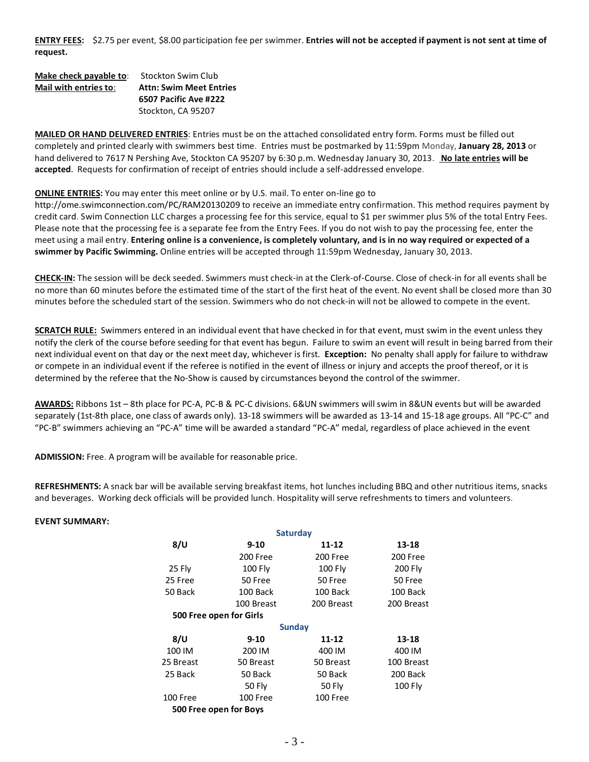**ENTRY FEES:** $2.75 per event, $8.00 participation fee per swimmer. **Entries will not be accepted if payment is not sent at time of request.**

**Make check payable to**: Stockton Swim Club
**Mail with entries to**: **Attn: Swim Meet Entries**
**6507 Pacific Ave #222**
Stockton, CA 95207

**MAILED OR HAND DELIVERED ENTRIES**: Entries must be on the attached consolidated entry form. Forms must be filled out completely and printed clearly with swimmers best time. Entries must be postmarked by 11:59pm Monday, **January 28, 2013** or hand delivered to 7617 N Pershing Ave, Stockton CA 95207 by 6:30 p.m. Wednesday January 30, 2013. **No late entries will be accepted**. Requests for confirmation of receipt of entries should include a self-addressed envelope.

**ONLINE ENTRIES:** You may enter this meet online or by U.S. mail. To enter on-line go to http://ome.swimconnection.com/PC/RAM20130209 to receive an immediate entry confirmation. This method requires payment by credit card. Swim Connection LLC charges a processing fee for this service, equal to $1 per swimmer plus 5% of the total Entry Fees. Please note that the processing fee is a separate fee from the Entry Fees. If you do not wish to pay the processing fee, enter the meet using a mail entry. **Entering online is a convenience, is completely voluntary, and is in no way required or expected of a swimmer by Pacific Swimming.** Online entries will be accepted through 11:59pm Wednesday, January 30, 2013.

**CHECK-IN:** The session will be deck seeded. Swimmers must check-in at the Clerk-of-Course. Close of check-in for all events shall be no more than 60 minutes before the estimated time of the start of the first heat of the event. No event shall be closed more than 30 minutes before the scheduled start of the session. Swimmers who do not check-in will not be allowed to compete in the event.

**SCRATCH RULE:** Swimmers entered in an individual event that have checked in for that event, must swim in the event unless they notify the clerk of the course before seeding for that event has begun. Failure to swim an event will result in being barred from their next individual event on that day or the next meet day, whichever is first. **Exception:** No penalty shall apply for failure to withdraw or compete in an individual event if the referee is notified in the event of illness or injury and accepts the proof thereof, or it is determined by the referee that the No-Show is caused by circumstances beyond the control of the swimmer.

**AWARDS:** Ribbons 1st – 8th place for PC-A, PC-B & PC-C divisions. 6&UN swimmers will swim in 8&UN events but will be awarded separately (1st-8th place, one class of awards only). 13-18 swimmers will be awarded as 13-14 and 15-18 age groups. All "PC-C" and "PC-B" swimmers achieving an "PC-A" time will be awarded a standard "PC-A" medal, regardless of place achieved in the event

**ADMISSION:** Free. A program will be available for reasonable price.

**REFRESHMENTS:** A snack bar will be available serving breakfast items, hot lunches including BBQ and other nutritious items, snacks and beverages. Working deck officials will be provided lunch. Hospitality will serve refreshments to timers and volunteers.

**EVENT SUMMARY:**

**Saturday**

| 8/U | 9-10 | 11-12 | 13-18 |
|---|---|---|---|
| | 200 Free | 200 Free | 200 Free |
| 25 Fly | 100 Fly | 100 Fly | 200 Fly |
| 25 Free | 50 Free | 50 Free | 50 Free |
| 50 Back | 100 Back | 100 Back | 100 Back |
| | 100 Breast | 200 Breast | 200 Breast |

**500 Free open for Girls**

**Sunday**

| 8/U | 9-10 | 11-12 | 13-18 |
|---|---|---|---|
| 100 IM | 200 IM | 400 IM | 400 IM |
| 25 Breast | 50 Breast | 50 Breast | 100 Breast |
| 25 Back | 50 Back | 50 Back | 200 Back |
| | 50 Fly | 50 Fly | 100 Fly |
| 100 Free | 100 Free | 100 Free | |

**500 Free open for Boys**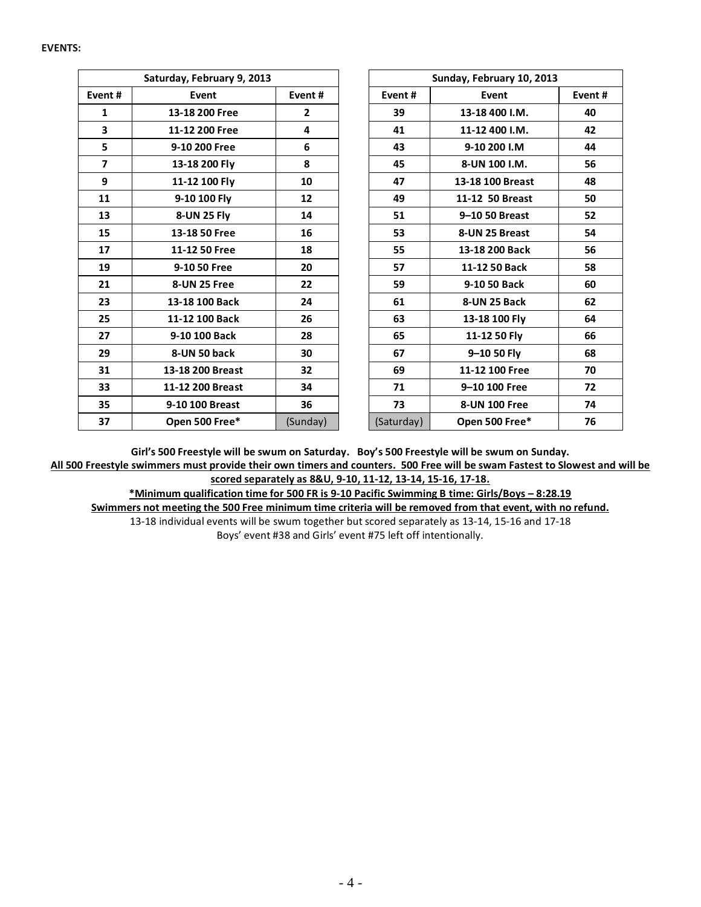**EVENTS:**

| Saturday, February 9, 2013 | | |
|---|---|---|
| **Event #** | **Event** | **Event #** |
| **1** | **13-18 200 Free** | **2** |
| **3** | **11-12 200 Free** | **4** |
| **5** | **9-10 200 Free** | **6** |
| **7** | **13-18 200 Fly** | **8** |
| **9** | **11-12 100 Fly** | **10** |
| **11** | **9-10 100 Fly** | **12** |
| **13** | **8-UN 25 Fly** | **14** |
| **15** | **13-18 50 Free** | **16** |
| **17** | **11-12 50 Free** | **18** |
| **19** | **9-10 50 Free** | **20** |
| **21** | **8-UN 25 Free** | **22** |
| **23** | **13-18 100 Back** | **24** |
| **25** | **11-12 100 Back** | **26** |
| **27** | **9-10 100 Back** | **28** |
| **29** | **8-UN 50 back** | **30** |
| **31** | **13-18 200 Breast** | **32** |
| **33** | **11-12 200 Breast** | **34** |
| **35** | **9-10 100 Breast** | **36** |
| **37** | **Open 500 Free*** | (Sunday) |

| Sunday, February 10, 2013 | | |
|---|---|---|
| **Event #** | **Event** | **Event #** |
| **39** | **13-18 400 I.M.** | **40** |
| **41** | **11-12 400 I.M.** | **42** |
| **43** | **9-10 200 I.M** | **44** |
| **45** | **8-UN 100 I.M.** | **56** |
| **47** | **13-18 100 Breast** | **48** |
| **49** | **11-12 50 Breast** | **50** |
| **51** | **9–10 50 Breast** | **52** |
| **53** | **8-UN 25 Breast** | **54** |
| **55** | **13-18 200 Back** | **56** |
| **57** | **11-12 50 Back** | **58** |
| **59** | **9-10 50 Back** | **60** |
| **61** | **8-UN 25 Back** | **62** |
| **63** | **13-18 100 Fly** | **64** |
| **65** | **11-12 50 Fly** | **66** |
| **67** | **9–10 50 Fly** | **68** |
| **69** | **11-12 100 Free** | **70** |
| **71** | **9–10 100 Free** | **72** |
| **73** | **8-UN 100 Free** | **74** |
| (Saturday) | **Open 500 Free*** | **76** |

**Girl's 500 Freestyle will be swum on Saturday. Boy's 500 Freestyle will be swum on Sunday.**

**All 500 Freestyle swimmers must provide their own timers and counters. 500 Free will be swam Fastest to Slowest and will be scored separately as 8&U, 9-10, 11-12, 13-14, 15-16, 17-18.**

**\*Minimum qualification time for 500 FR is 9-10 Pacific Swimming B time: Girls/Boys – 8:28.19**

**Swimmers not meeting the 500 Free minimum time criteria will be removed from that event, with no refund.**

13-18 individual events will be swum together but scored separately as 13-14, 15-16 and 17-18

Boys' event #38 and Girls' event #75 left off intentionally.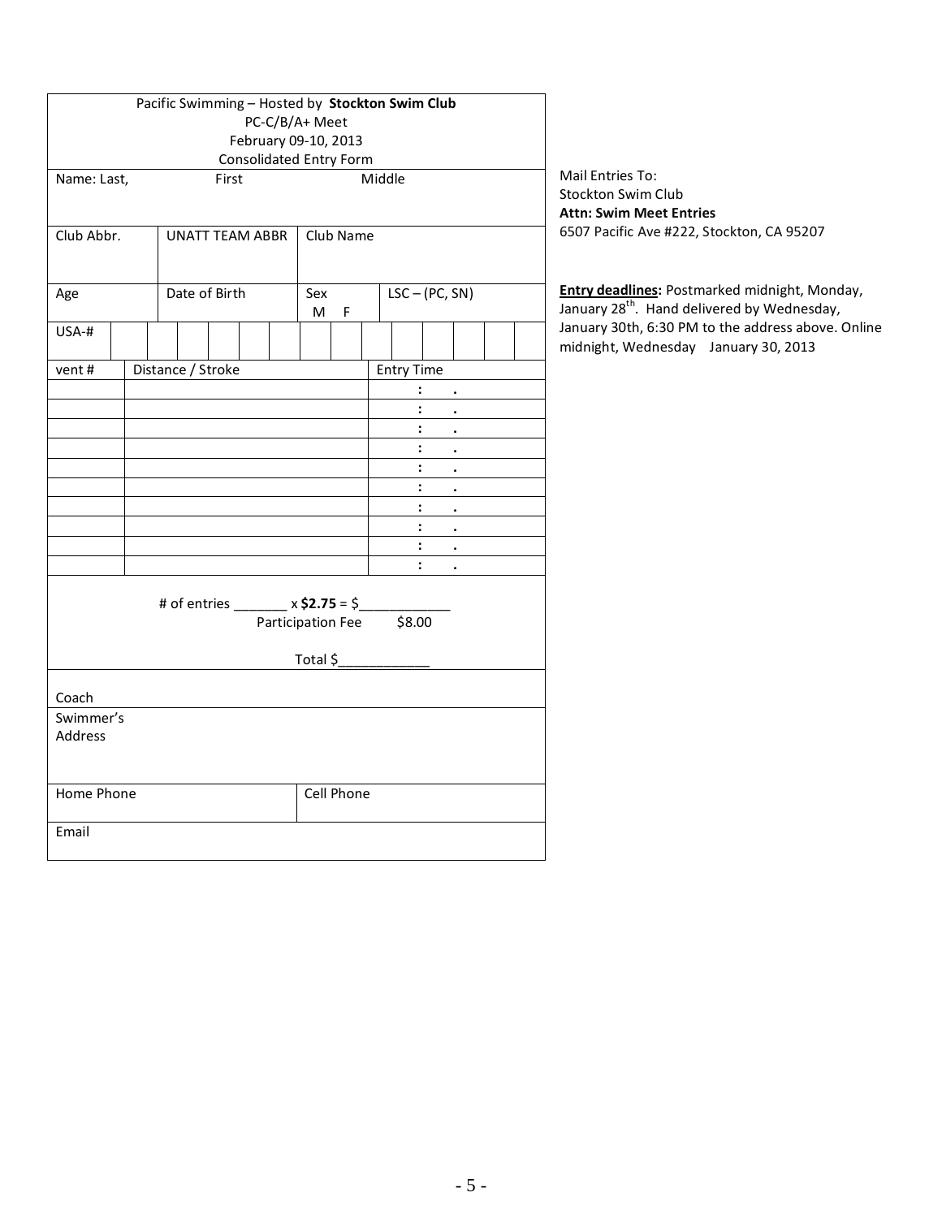Pacific Swimming – Hosted by **Stockton Swim Club**
PC-C/B/A+ Meet
February 09-10, 2013
Consolidated Entry Form

| | | | |
|---|---|---|---|
| Name: Last, | First | Middle | |
| Club Abbr. | UNATT TEAM ABBR | Club Name | |
| Age | Date of Birth | Sex M F | LSC – (PC, SN) |
| USA-# | | | |

| vent # | Distance / Stroke | Entry Time |
|---|---|---|
| | | : . |
| | | : . |
| | | : . |
| | | : . |
| | | : . |
| | | : . |
| | | : . |
| | | : . |
| | | : . |
| | | : . |

\# of entries _______ x **$2.75** = $____________
Participation Fee $8.00

Total $____________

| | |
|---|---|
| Coach | |
| Swimmer's Address | |
| Home Phone | Cell Phone |
| Email | |

Mail Entries To:
Stockton Swim Club
**Attn: Swim Meet Entries**
6507 Pacific Ave #222, Stockton, CA 95207

**Entry deadlines:** Postmarked midnight, Monday, January 28th. Hand delivered by Wednesday, January 30th, 6:30 PM to the address above. Online midnight, Wednesday January 30, 2013